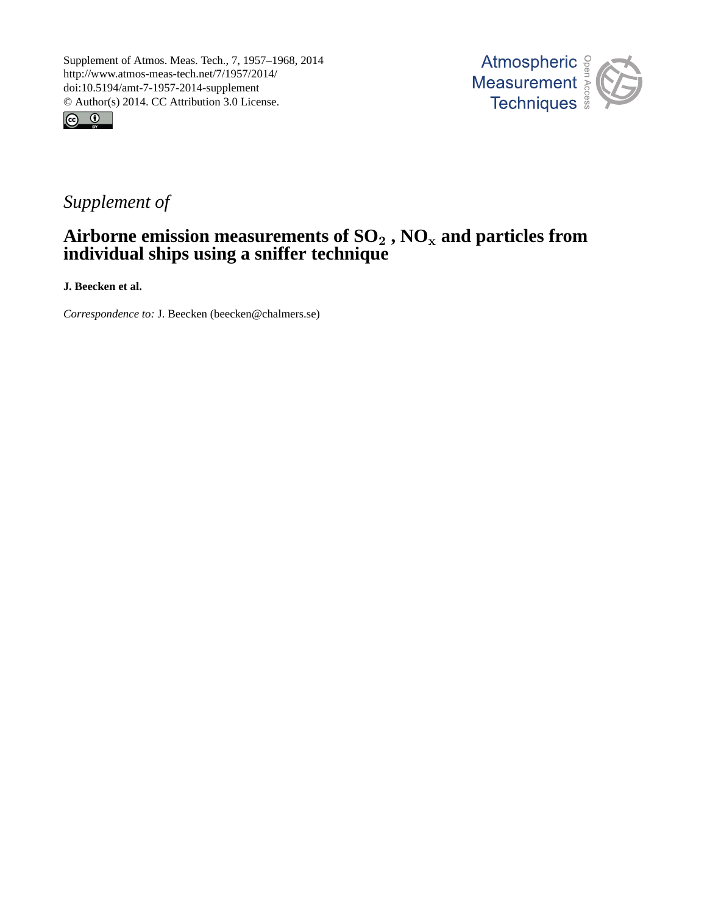Supplement of Atmos. Meas. Tech., 7, 1957–1968, 2014
http://www.atmos-meas-tech.net/7/1957/2014/
doi:10.5194/amt-7-1957-2014-supplement
© Author(s) 2014. CC Attribution 3.0 License.

*Supplement of*

# Airborne emission measurements of $SO_2$ , $NO_x$ and particles from individual ships using a sniffer technique

**J. Beecken et al.**

*Correspondence to:* J. Beecken (beecken@chalmers.se)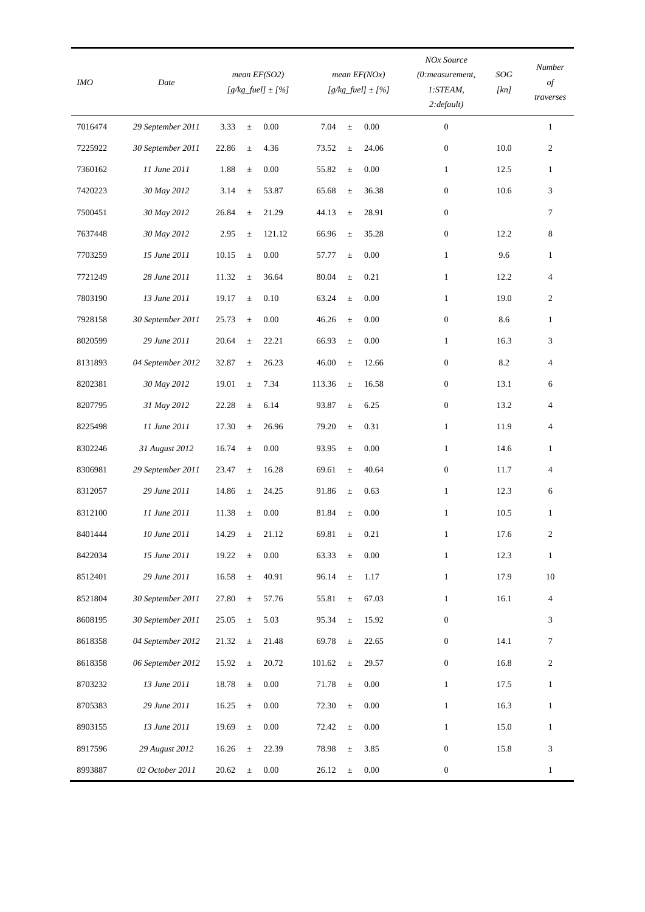| IMO | Date | mean EF(SO2) [g/kg_fuel] ± [%] | | | mean EF(NOx) [g/kg_fuel] ± [%] | | | NOx Source (0:measurement, 1:STEAM, 2:default) | SOG [kn] | Number of traverses |
|---|---|---|---|---|---|---|---|---|---|---|
| 7016474 | *29 September 2011* | 3.33 | ± | 0.00 | 7.04 | ± | 0.00 | 0 | | 1 |
| 7225922 | *30 September 2011* | 22.86 | ± | 4.36 | 73.52 | ± | 24.06 | 0 | 10.0 | 2 |
| 7360162 | *11 June 2011* | 1.88 | ± | 0.00 | 55.82 | ± | 0.00 | 1 | 12.5 | 1 |
| 7420223 | *30 May 2012* | 3.14 | ± | 53.87 | 65.68 | ± | 36.38 | 0 | 10.6 | 3 |
| 7500451 | *30 May 2012* | 26.84 | ± | 21.29 | 44.13 | ± | 28.91 | 0 | | 7 |
| 7637448 | *30 May 2012* | 2.95 | ± | 121.12 | 66.96 | ± | 35.28 | 0 | 12.2 | 8 |
| 7703259 | *15 June 2011* | 10.15 | ± | 0.00 | 57.77 | ± | 0.00 | 1 | 9.6 | 1 |
| 7721249 | *28 June 2011* | 11.32 | ± | 36.64 | 80.04 | ± | 0.21 | 1 | 12.2 | 4 |
| 7803190 | *13 June 2011* | 19.17 | ± | 0.10 | 63.24 | ± | 0.00 | 1 | 19.0 | 2 |
| 7928158 | *30 September 2011* | 25.73 | ± | 0.00 | 46.26 | ± | 0.00 | 0 | 8.6 | 1 |
| 8020599 | *29 June 2011* | 20.64 | ± | 22.21 | 66.93 | ± | 0.00 | 1 | 16.3 | 3 |
| 8131893 | *04 September 2012* | 32.87 | ± | 26.23 | 46.00 | ± | 12.66 | 0 | 8.2 | 4 |
| 8202381 | *30 May 2012* | 19.01 | ± | 7.34 | 113.36 | ± | 16.58 | 0 | 13.1 | 6 |
| 8207795 | *31 May 2012* | 22.28 | ± | 6.14 | 93.87 | ± | 6.25 | 0 | 13.2 | 4 |
| 8225498 | *11 June 2011* | 17.30 | ± | 26.96 | 79.20 | ± | 0.31 | 1 | 11.9 | 4 |
| 8302246 | *31 August 2012* | 16.74 | ± | 0.00 | 93.95 | ± | 0.00 | 1 | 14.6 | 1 |
| 8306981 | *29 September 2011* | 23.47 | ± | 16.28 | 69.61 | ± | 40.64 | 0 | 11.7 | 4 |
| 8312057 | *29 June 2011* | 14.86 | ± | 24.25 | 91.86 | ± | 0.63 | 1 | 12.3 | 6 |
| 8312100 | *11 June 2011* | 11.38 | ± | 0.00 | 81.84 | ± | 0.00 | 1 | 10.5 | 1 |
| 8401444 | *10 June 2011* | 14.29 | ± | 21.12 | 69.81 | ± | 0.21 | 1 | 17.6 | 2 |
| 8422034 | *15 June 2011* | 19.22 | ± | 0.00 | 63.33 | ± | 0.00 | 1 | 12.3 | 1 |
| 8512401 | *29 June 2011* | 16.58 | ± | 40.91 | 96.14 | ± | 1.17 | 1 | 17.9 | 10 |
| 8521804 | *30 September 2011* | 27.80 | ± | 57.76 | 55.81 | ± | 67.03 | 1 | 16.1 | 4 |
| 8608195 | *30 September 2011* | 25.05 | ± | 5.03 | 95.34 | ± | 15.92 | 0 | | 3 |
| 8618358 | *04 September 2012* | 21.32 | ± | 21.48 | 69.78 | ± | 22.65 | 0 | 14.1 | 7 |
| 8618358 | *06 September 2012* | 15.92 | ± | 20.72 | 101.62 | ± | 29.57 | 0 | 16.8 | 2 |
| 8703232 | *13 June 2011* | 18.78 | ± | 0.00 | 71.78 | ± | 0.00 | 1 | 17.5 | 1 |
| 8705383 | *29 June 2011* | 16.25 | ± | 0.00 | 72.30 | ± | 0.00 | 1 | 16.3 | 1 |
| 8903155 | *13 June 2011* | 19.69 | ± | 0.00 | 72.42 | ± | 0.00 | 1 | 15.0 | 1 |
| 8917596 | *29 August 2012* | 16.26 | ± | 22.39 | 78.98 | ± | 3.85 | 0 | 15.8 | 3 |
| 8993887 | *02 October 2011* | 20.62 | ± | 0.00 | 26.12 | ± | 0.00 | 0 | | 1 |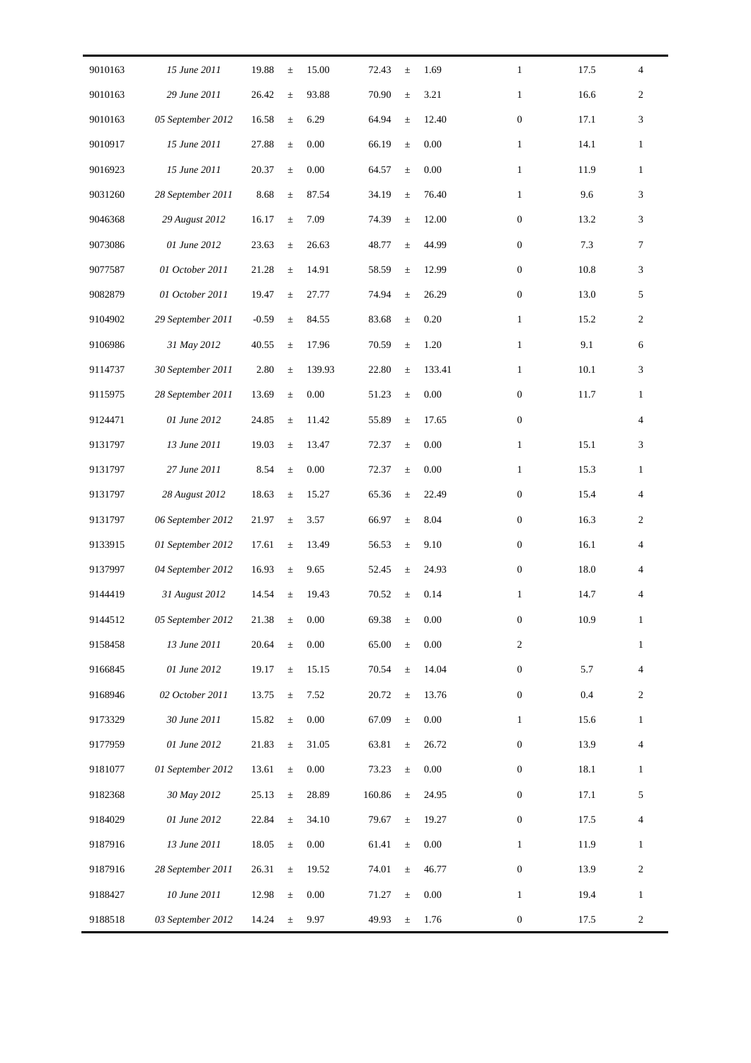| | | | | | | | | | | |
|---|---|---|---|---|---|---|---|---|---|---|
| 9010163 | *15 June 2011* | 19.88 | ± | 15.00 | 72.43 | ± | 1.69 | 1 | 17.5 | 4 |
| 9010163 | *29 June 2011* | 26.42 | ± | 93.88 | 70.90 | ± | 3.21 | 1 | 16.6 | 2 |
| 9010163 | *05 September 2012* | 16.58 | ± | 6.29 | 64.94 | ± | 12.40 | 0 | 17.1 | 3 |
| 9010917 | *15 June 2011* | 27.88 | ± | 0.00 | 66.19 | ± | 0.00 | 1 | 14.1 | 1 |
| 9016923 | *15 June 2011* | 20.37 | ± | 0.00 | 64.57 | ± | 0.00 | 1 | 11.9 | 1 |
| 9031260 | *28 September 2011* | 8.68 | ± | 87.54 | 34.19 | ± | 76.40 | 1 | 9.6 | 3 |
| 9046368 | *29 August 2012* | 16.17 | ± | 7.09 | 74.39 | ± | 12.00 | 0 | 13.2 | 3 |
| 9073086 | *01 June 2012* | 23.63 | ± | 26.63 | 48.77 | ± | 44.99 | 0 | 7.3 | 7 |
| 9077587 | *01 October 2011* | 21.28 | ± | 14.91 | 58.59 | ± | 12.99 | 0 | 10.8 | 3 |
| 9082879 | *01 October 2011* | 19.47 | ± | 27.77 | 74.94 | ± | 26.29 | 0 | 13.0 | 5 |
| 9104902 | *29 September 2011* | -0.59 | ± | 84.55 | 83.68 | ± | 0.20 | 1 | 15.2 | 2 |
| 9106986 | *31 May 2012* | 40.55 | ± | 17.96 | 70.59 | ± | 1.20 | 1 | 9.1 | 6 |
| 9114737 | *30 September 2011* | 2.80 | ± | 139.93 | 22.80 | ± | 133.41 | 1 | 10.1 | 3 |
| 9115975 | *28 September 2011* | 13.69 | ± | 0.00 | 51.23 | ± | 0.00 | 0 | 11.7 | 1 |
| 9124471 | *01 June 2012* | 24.85 | ± | 11.42 | 55.89 | ± | 17.65 | 0 | | 4 |
| 9131797 | *13 June 2011* | 19.03 | ± | 13.47 | 72.37 | ± | 0.00 | 1 | 15.1 | 3 |
| 9131797 | *27 June 2011* | 8.54 | ± | 0.00 | 72.37 | ± | 0.00 | 1 | 15.3 | 1 |
| 9131797 | *28 August 2012* | 18.63 | ± | 15.27 | 65.36 | ± | 22.49 | 0 | 15.4 | 4 |
| 9131797 | *06 September 2012* | 21.97 | ± | 3.57 | 66.97 | ± | 8.04 | 0 | 16.3 | 2 |
| 9133915 | *01 September 2012* | 17.61 | ± | 13.49 | 56.53 | ± | 9.10 | 0 | 16.1 | 4 |
| 9137997 | *04 September 2012* | 16.93 | ± | 9.65 | 52.45 | ± | 24.93 | 0 | 18.0 | 4 |
| 9144419 | *31 August 2012* | 14.54 | ± | 19.43 | 70.52 | ± | 0.14 | 1 | 14.7 | 4 |
| 9144512 | *05 September 2012* | 21.38 | ± | 0.00 | 69.38 | ± | 0.00 | 0 | 10.9 | 1 |
| 9158458 | *13 June 2011* | 20.64 | ± | 0.00 | 65.00 | ± | 0.00 | 2 | | 1 |
| 9166845 | *01 June 2012* | 19.17 | ± | 15.15 | 70.54 | ± | 14.04 | 0 | 5.7 | 4 |
| 9168946 | *02 October 2011* | 13.75 | ± | 7.52 | 20.72 | ± | 13.76 | 0 | 0.4 | 2 |
| 9173329 | *30 June 2011* | 15.82 | ± | 0.00 | 67.09 | ± | 0.00 | 1 | 15.6 | 1 |
| 9177959 | *01 June 2012* | 21.83 | ± | 31.05 | 63.81 | ± | 26.72 | 0 | 13.9 | 4 |
| 9181077 | *01 September 2012* | 13.61 | ± | 0.00 | 73.23 | ± | 0.00 | 0 | 18.1 | 1 |
| 9182368 | *30 May 2012* | 25.13 | ± | 28.89 | 160.86 | ± | 24.95 | 0 | 17.1 | 5 |
| 9184029 | *01 June 2012* | 22.84 | ± | 34.10 | 79.67 | ± | 19.27 | 0 | 17.5 | 4 |
| 9187916 | *13 June 2011* | 18.05 | ± | 0.00 | 61.41 | ± | 0.00 | 1 | 11.9 | 1 |
| 9187916 | *28 September 2011* | 26.31 | ± | 19.52 | 74.01 | ± | 46.77 | 0 | 13.9 | 2 |
| 9188427 | *10 June 2011* | 12.98 | ± | 0.00 | 71.27 | ± | 0.00 | 1 | 19.4 | 1 |
| 9188518 | *03 September 2012* | 14.24 | ± | 9.97 | 49.93 | ± | 1.76 | 0 | 17.5 | 2 |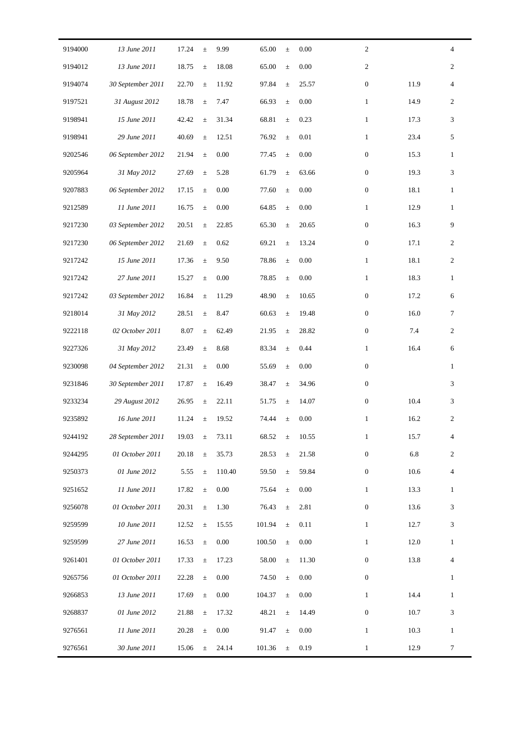| | | | | | | | | | | |
|---|---|---|---|---|---|---|---|---|---|---|
| 9194000 | *13 June 2011* | 17.24 | ± | 9.99 | 65.00 | ± | 0.00 | 2 | | 4 |
| 9194012 | *13 June 2011* | 18.75 | ± | 18.08 | 65.00 | ± | 0.00 | 2 | | 2 |
| 9194074 | *30 September 2011* | 22.70 | ± | 11.92 | 97.84 | ± | 25.57 | 0 | 11.9 | 4 |
| 9197521 | *31 August 2012* | 18.78 | ± | 7.47 | 66.93 | ± | 0.00 | 1 | 14.9 | 2 |
| 9198941 | *15 June 2011* | 42.42 | ± | 31.34 | 68.81 | ± | 0.23 | 1 | 17.3 | 3 |
| 9198941 | *29 June 2011* | 40.69 | ± | 12.51 | 76.92 | ± | 0.01 | 1 | 23.4 | 5 |
| 9202546 | *06 September 2012* | 21.94 | ± | 0.00 | 77.45 | ± | 0.00 | 0 | 15.3 | 1 |
| 9205964 | *31 May 2012* | 27.69 | ± | 5.28 | 61.79 | ± | 63.66 | 0 | 19.3 | 3 |
| 9207883 | *06 September 2012* | 17.15 | ± | 0.00 | 77.60 | ± | 0.00 | 0 | 18.1 | 1 |
| 9212589 | *11 June 2011* | 16.75 | ± | 0.00 | 64.85 | ± | 0.00 | 1 | 12.9 | 1 |
| 9217230 | *03 September 2012* | 20.51 | ± | 22.85 | 65.30 | ± | 20.65 | 0 | 16.3 | 9 |
| 9217230 | *06 September 2012* | 21.69 | ± | 0.62 | 69.21 | ± | 13.24 | 0 | 17.1 | 2 |
| 9217242 | *15 June 2011* | 17.36 | ± | 9.50 | 78.86 | ± | 0.00 | 1 | 18.1 | 2 |
| 9217242 | *27 June 2011* | 15.27 | ± | 0.00 | 78.85 | ± | 0.00 | 1 | 18.3 | 1 |
| 9217242 | *03 September 2012* | 16.84 | ± | 11.29 | 48.90 | ± | 10.65 | 0 | 17.2 | 6 |
| 9218014 | *31 May 2012* | 28.51 | ± | 8.47 | 60.63 | ± | 19.48 | 0 | 16.0 | 7 |
| 9222118 | *02 October 2011* | 8.07 | ± | 62.49 | 21.95 | ± | 28.82 | 0 | 7.4 | 2 |
| 9227326 | *31 May 2012* | 23.49 | ± | 8.68 | 83.34 | ± | 0.44 | 1 | 16.4 | 6 |
| 9230098 | *04 September 2012* | 21.31 | ± | 0.00 | 55.69 | ± | 0.00 | 0 | | 1 |
| 9231846 | *30 September 2011* | 17.87 | ± | 16.49 | 38.47 | ± | 34.96 | 0 | | 3 |
| 9233234 | *29 August 2012* | 26.95 | ± | 22.11 | 51.75 | ± | 14.07 | 0 | 10.4 | 3 |
| 9235892 | *16 June 2011* | 11.24 | ± | 19.52 | 74.44 | ± | 0.00 | 1 | 16.2 | 2 |
| 9244192 | *28 September 2011* | 19.03 | ± | 73.11 | 68.52 | ± | 10.55 | 1 | 15.7 | 4 |
| 9244295 | *01 October 2011* | 20.18 | ± | 35.73 | 28.53 | ± | 21.58 | 0 | 6.8 | 2 |
| 9250373 | *01 June 2012* | 5.55 | ± | 110.40 | 59.50 | ± | 59.84 | 0 | 10.6 | 4 |
| 9251652 | *11 June 2011* | 17.82 | ± | 0.00 | 75.64 | ± | 0.00 | 1 | 13.3 | 1 |
| 9256078 | *01 October 2011* | 20.31 | ± | 1.30 | 76.43 | ± | 2.81 | 0 | 13.6 | 3 |
| 9259599 | *10 June 2011* | 12.52 | ± | 15.55 | 101.94 | ± | 0.11 | 1 | 12.7 | 3 |
| 9259599 | *27 June 2011* | 16.53 | ± | 0.00 | 100.50 | ± | 0.00 | 1 | 12.0 | 1 |
| 9261401 | *01 October 2011* | 17.33 | ± | 17.23 | 58.00 | ± | 11.30 | 0 | 13.8 | 4 |
| 9265756 | *01 October 2011* | 22.28 | ± | 0.00 | 74.50 | ± | 0.00 | 0 | | 1 |
| 9266853 | *13 June 2011* | 17.69 | ± | 0.00 | 104.37 | ± | 0.00 | 1 | 14.4 | 1 |
| 9268837 | *01 June 2012* | 21.88 | ± | 17.32 | 48.21 | ± | 14.49 | 0 | 10.7 | 3 |
| 9276561 | *11 June 2011* | 20.28 | ± | 0.00 | 91.47 | ± | 0.00 | 1 | 10.3 | 1 |
| 9276561 | *30 June 2011* | 15.06 | ± | 24.14 | 101.36 | ± | 0.19 | 1 | 12.9 | 7 |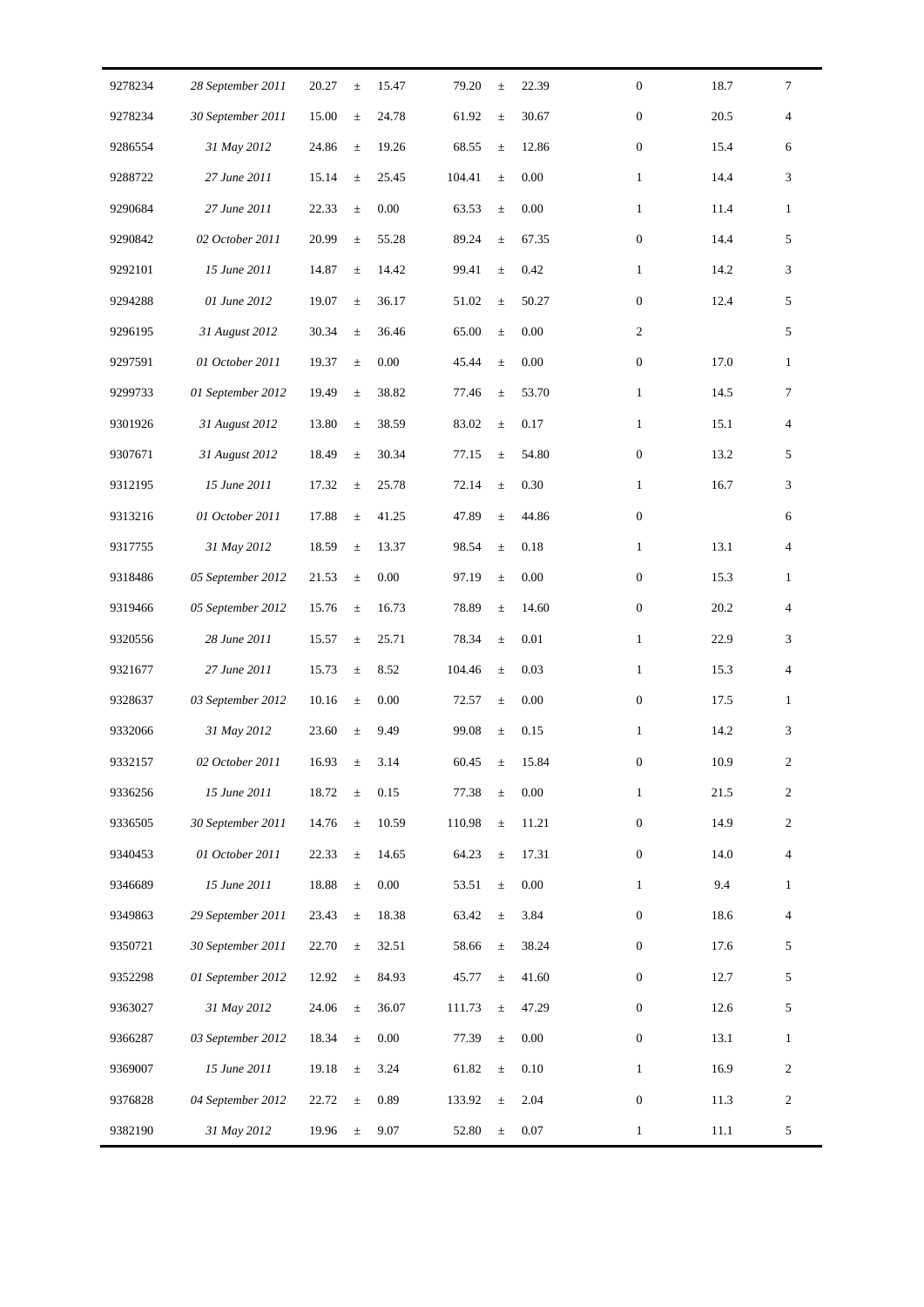| | | | | | | |
|---|---|---|---|---|---|---|
| 9278234 | *28 September 2011* | 20.27 ± 15.47 | 79.20 ± 22.39 | 0 | 18.7 | 7 |
| 9278234 | *30 September 2011* | 15.00 ± 24.78 | 61.92 ± 30.67 | 0 | 20.5 | 4 |
| 9286554 | *31 May 2012* | 24.86 ± 19.26 | 68.55 ± 12.86 | 0 | 15.4 | 6 |
| 9288722 | *27 June 2011* | 15.14 ± 25.45 | 104.41 ± 0.00 | 1 | 14.4 | 3 |
| 9290684 | *27 June 2011* | 22.33 ± 0.00 | 63.53 ± 0.00 | 1 | 11.4 | 1 |
| 9290842 | *02 October 2011* | 20.99 ± 55.28 | 89.24 ± 67.35 | 0 | 14.4 | 5 |
| 9292101 | *15 June 2011* | 14.87 ± 14.42 | 99.41 ± 0.42 | 1 | 14.2 | 3 |
| 9294288 | *01 June 2012* | 19.07 ± 36.17 | 51.02 ± 50.27 | 0 | 12.4 | 5 |
| 9296195 | *31 August 2012* | 30.34 ± 36.46 | 65.00 ± 0.00 | 2 | | 5 |
| 9297591 | *01 October 2011* | 19.37 ± 0.00 | 45.44 ± 0.00 | 0 | 17.0 | 1 |
| 9299733 | *01 September 2012* | 19.49 ± 38.82 | 77.46 ± 53.70 | 1 | 14.5 | 7 |
| 9301926 | *31 August 2012* | 13.80 ± 38.59 | 83.02 ± 0.17 | 1 | 15.1 | 4 |
| 9307671 | *31 August 2012* | 18.49 ± 30.34 | 77.15 ± 54.80 | 0 | 13.2 | 5 |
| 9312195 | *15 June 2011* | 17.32 ± 25.78 | 72.14 ± 0.30 | 1 | 16.7 | 3 |
| 9313216 | *01 October 2011* | 17.88 ± 41.25 | 47.89 ± 44.86 | 0 | | 6 |
| 9317755 | *31 May 2012* | 18.59 ± 13.37 | 98.54 ± 0.18 | 1 | 13.1 | 4 |
| 9318486 | *05 September 2012* | 21.53 ± 0.00 | 97.19 ± 0.00 | 0 | 15.3 | 1 |
| 9319466 | *05 September 2012* | 15.76 ± 16.73 | 78.89 ± 14.60 | 0 | 20.2 | 4 |
| 9320556 | *28 June 2011* | 15.57 ± 25.71 | 78.34 ± 0.01 | 1 | 22.9 | 3 |
| 9321677 | *27 June 2011* | 15.73 ± 8.52 | 104.46 ± 0.03 | 1 | 15.3 | 4 |
| 9328637 | *03 September 2012* | 10.16 ± 0.00 | 72.57 ± 0.00 | 0 | 17.5 | 1 |
| 9332066 | *31 May 2012* | 23.60 ± 9.49 | 99.08 ± 0.15 | 1 | 14.2 | 3 |
| 9332157 | *02 October 2011* | 16.93 ± 3.14 | 60.45 ± 15.84 | 0 | 10.9 | 2 |
| 9336256 | *15 June 2011* | 18.72 ± 0.15 | 77.38 ± 0.00 | 1 | 21.5 | 2 |
| 9336505 | *30 September 2011* | 14.76 ± 10.59 | 110.98 ± 11.21 | 0 | 14.9 | 2 |
| 9340453 | *01 October 2011* | 22.33 ± 14.65 | 64.23 ± 17.31 | 0 | 14.0 | 4 |
| 9346689 | *15 June 2011* | 18.88 ± 0.00 | 53.51 ± 0.00 | 1 | 9.4 | 1 |
| 9349863 | *29 September 2011* | 23.43 ± 18.38 | 63.42 ± 3.84 | 0 | 18.6 | 4 |
| 9350721 | *30 September 2011* | 22.70 ± 32.51 | 58.66 ± 38.24 | 0 | 17.6 | 5 |
| 9352298 | *01 September 2012* | 12.92 ± 84.93 | 45.77 ± 41.60 | 0 | 12.7 | 5 |
| 9363027 | *31 May 2012* | 24.06 ± 36.07 | 111.73 ± 47.29 | 0 | 12.6 | 5 |
| 9366287 | *03 September 2012* | 18.34 ± 0.00 | 77.39 ± 0.00 | 0 | 13.1 | 1 |
| 9369007 | *15 June 2011* | 19.18 ± 3.24 | 61.82 ± 0.10 | 1 | 16.9 | 2 |
| 9376828 | *04 September 2012* | 22.72 ± 0.89 | 133.92 ± 2.04 | 0 | 11.3 | 2 |
| 9382190 | *31 May 2012* | 19.96 ± 9.07 | 52.80 ± 0.07 | 1 | 11.1 | 5 |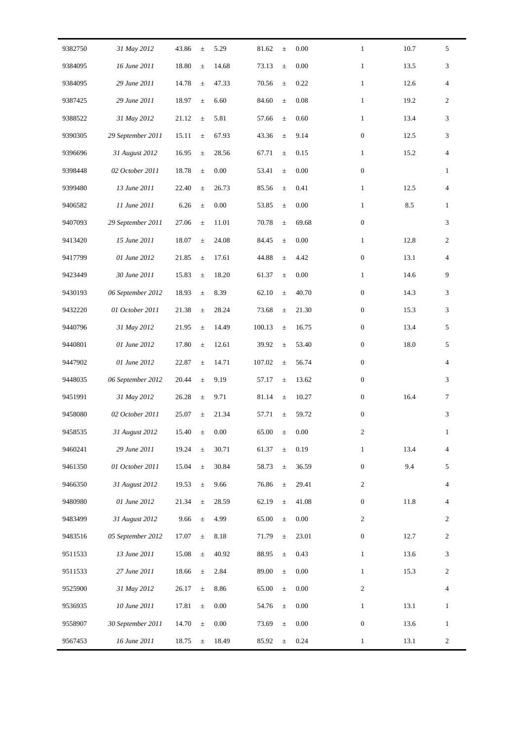| | | | | | | | | | |
|---|---|---|---|---|---|---|---|---|---|
| 9382750 | *31 May 2012* | 43.86 | ± | 5.29 | 81.62 | ± | 0.00 | 1 | 10.7 | 5 |
| 9384095 | *16 June 2011* | 18.80 | ± | 14.68 | 73.13 | ± | 0.00 | 1 | 13.5 | 3 |
| 9384095 | *29 June 2011* | 14.78 | ± | 47.33 | 70.56 | ± | 0.22 | 1 | 12.6 | 4 |
| 9387425 | *29 June 2011* | 18.97 | ± | 6.60 | 84.60 | ± | 0.08 | 1 | 19.2 | 2 |
| 9388522 | *31 May 2012* | 21.12 | ± | 5.81 | 57.66 | ± | 0.60 | 1 | 13.4 | 3 |
| 9390305 | *29 September 2011* | 15.11 | ± | 67.93 | 43.36 | ± | 9.14 | 0 | 12.5 | 3 |
| 9396696 | *31 August 2012* | 16.95 | ± | 28.56 | 67.71 | ± | 0.15 | 1 | 15.2 | 4 |
| 9398448 | *02 October 2011* | 18.78 | ± | 0.00 | 53.41 | ± | 0.00 | 0 | | 1 |
| 9399480 | *13 June 2011* | 22.40 | ± | 26.73 | 85.56 | ± | 0.41 | 1 | 12.5 | 4 |
| 9406582 | *11 June 2011* | 6.26 | ± | 0.00 | 53.85 | ± | 0.00 | 1 | 8.5 | 1 |
| 9407093 | *29 September 2011* | 27.06 | ± | 11.01 | 70.78 | ± | 69.68 | 0 | | 3 |
| 9413420 | *15 June 2011* | 18.07 | ± | 24.08 | 84.45 | ± | 0.00 | 1 | 12.8 | 2 |
| 9417799 | *01 June 2012* | 21.85 | ± | 17.61 | 44.88 | ± | 4.42 | 0 | 13.1 | 4 |
| 9423449 | *30 June 2011* | 15.83 | ± | 18.20 | 61.37 | ± | 0.00 | 1 | 14.6 | 9 |
| 9430193 | *06 September 2012* | 18.93 | ± | 8.39 | 62.10 | ± | 40.70 | 0 | 14.3 | 3 |
| 9432220 | *01 October 2011* | 21.38 | ± | 28.24 | 73.68 | ± | 21.30 | 0 | 15.3 | 3 |
| 9440796 | *31 May 2012* | 21.95 | ± | 14.49 | 100.13 | ± | 16.75 | 0 | 13.4 | 5 |
| 9440801 | *01 June 2012* | 17.80 | ± | 12.61 | 39.92 | ± | 53.40 | 0 | 18.0 | 5 |
| 9447902 | *01 June 2012* | 22.87 | ± | 14.71 | 107.02 | ± | 56.74 | 0 | | 4 |
| 9448035 | *06 September 2012* | 20.44 | ± | 9.19 | 57.17 | ± | 13.62 | 0 | | 3 |
| 9451991 | *31 May 2012* | 26.28 | ± | 9.71 | 81.14 | ± | 10.27 | 0 | 16.4 | 7 |
| 9458080 | *02 October 2011* | 25.07 | ± | 21.34 | 57.71 | ± | 59.72 | 0 | | 3 |
| 9458535 | *31 August 2012* | 15.40 | ± | 0.00 | 65.00 | ± | 0.00 | 2 | | 1 |
| 9460241 | *29 June 2011* | 19.24 | ± | 30.71 | 61.37 | ± | 0.19 | 1 | 13.4 | 4 |
| 9461350 | *01 October 2011* | 15.04 | ± | 30.84 | 58.73 | ± | 36.59 | 0 | 9.4 | 5 |
| 9466350 | *31 August 2012* | 19.53 | ± | 9.66 | 76.86 | ± | 29.41 | 2 | | 4 |
| 9480980 | *01 June 2012* | 21.34 | ± | 28.59 | 62.19 | ± | 41.08 | 0 | 11.8 | 4 |
| 9483499 | *31 August 2012* | 9.66 | ± | 4.99 | 65.00 | ± | 0.00 | 2 | | 2 |
| 9483516 | *05 September 2012* | 17.07 | ± | 8.18 | 71.79 | ± | 23.01 | 0 | 12.7 | 2 |
| 9511533 | *13 June 2011* | 15.08 | ± | 40.92 | 88.95 | ± | 0.43 | 1 | 13.6 | 3 |
| 9511533 | *27 June 2011* | 18.66 | ± | 2.84 | 89.00 | ± | 0.00 | 1 | 15.3 | 2 |
| 9525900 | *31 May 2012* | 26.17 | ± | 8.86 | 65.00 | ± | 0.00 | 2 | | 4 |
| 9536935 | *10 June 2011* | 17.81 | ± | 0.00 | 54.76 | ± | 0.00 | 1 | 13.1 | 1 |
| 9558907 | *30 September 2011* | 14.70 | ± | 0.00 | 73.69 | ± | 0.00 | 0 | 13.6 | 1 |
| 9567453 | *16 June 2011* | 18.75 | ± | 18.49 | 85.92 | ± | 0.24 | 1 | 13.1 | 2 |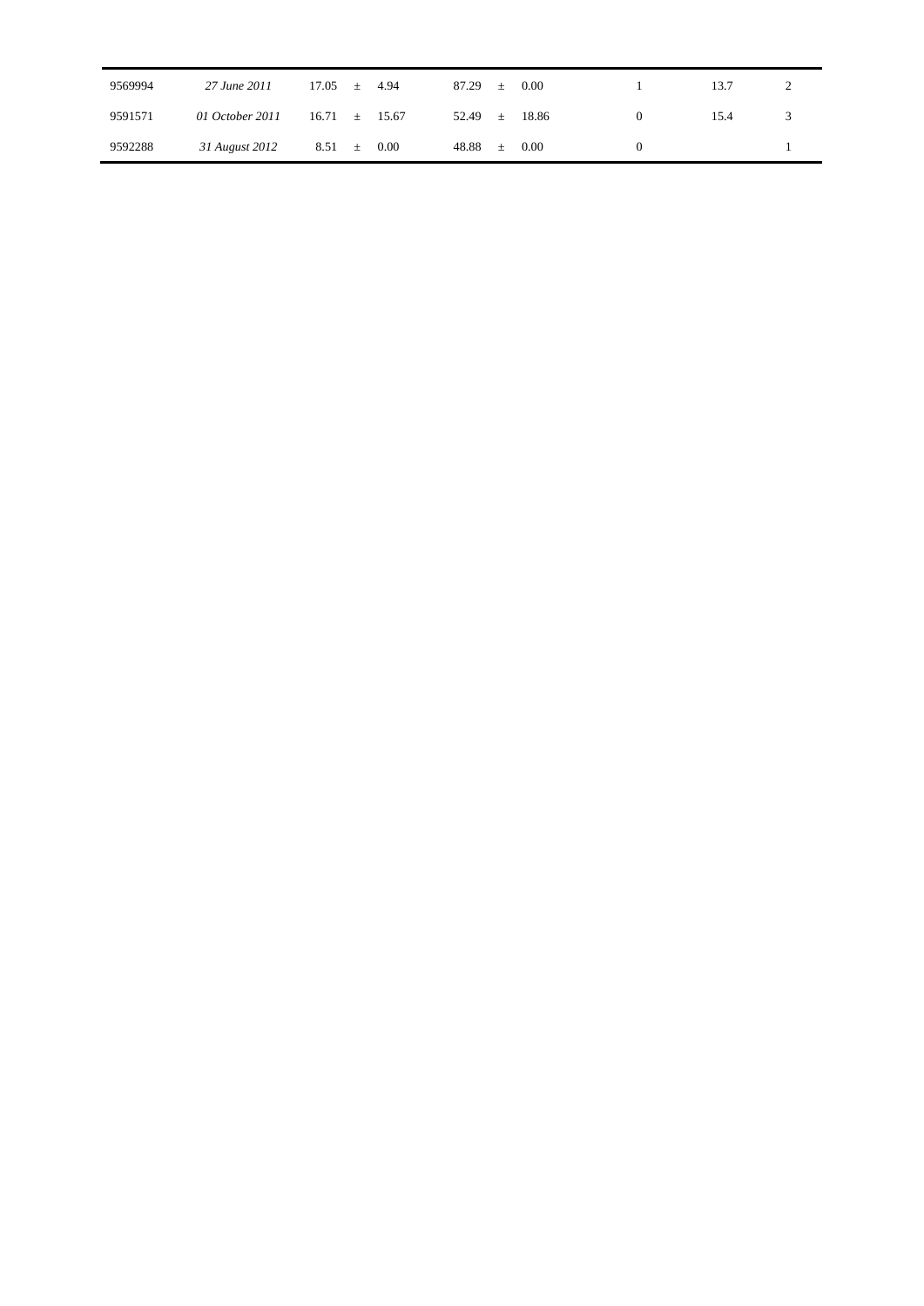| | | | | | | |
|---|---|---|---|---|---|---|
| 9569994 | *27 June 2011* | 17.05 ± 4.94 | 87.29 ± 0.00 | 1 | 13.7 | 2 |
| 9591571 | *01 October 2011* | 16.71 ± 15.67 | 52.49 ± 18.86 | 0 | 15.4 | 3 |
| 9592288 | *31 August 2012* | 8.51 ± 0.00 | 48.88 ± 0.00 | 0 | | 1 |